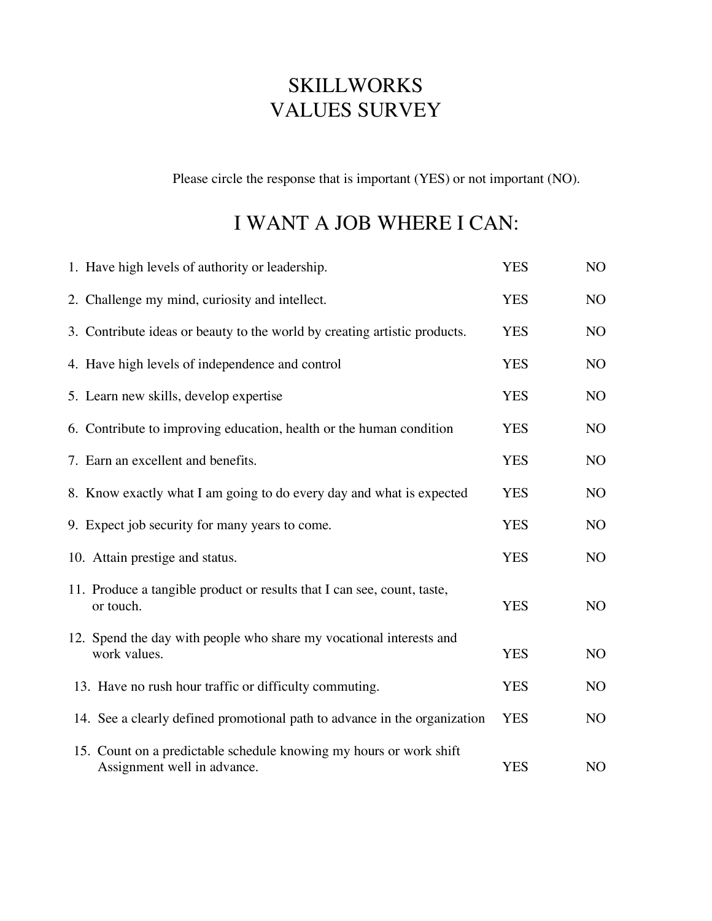# SKILLWORKS
# VALUES SURVEY

Please circle the response that is important (YES) or not important (NO).

## I WANT A JOB WHERE I CAN:

| | | |
|---|---|---|
| 1. Have high levels of authority or leadership. | YES | NO |
| 2. Challenge my mind, curiosity and intellect. | YES | NO |
| 3. Contribute ideas or beauty to the world by creating artistic products. | YES | NO |
| 4. Have high levels of independence and control | YES | NO |
| 5. Learn new skills, develop expertise | YES | NO |
| 6. Contribute to improving education, health or the human condition | YES | NO |
| 7. Earn an excellent and benefits. | YES | NO |
| 8. Know exactly what I am going to do every day and what is expected | YES | NO |
| 9. Expect job security for many years to come. | YES | NO |
| 10. Attain prestige and status. | YES | NO |
| 11. Produce a tangible product or results that I can see, count, taste, or touch. | YES | NO |
| 12. Spend the day with people who share my vocational interests and work values. | YES | NO |
| 13. Have no rush hour traffic or difficulty commuting. | YES | NO |
| 14. See a clearly defined promotional path to advance in the organization | YES | NO |
| 15. Count on a predictable schedule knowing my hours or work shift Assignment well in advance. | YES | NO |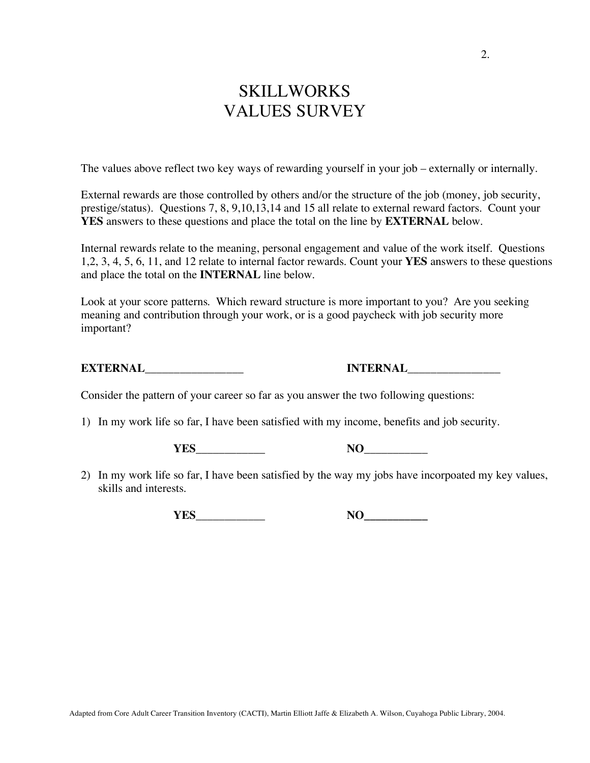# SKILLWORKS
# VALUES SURVEY

The values above reflect two key ways of rewarding yourself in your job – externally or internally.

External rewards are those controlled by others and/or the structure of the job (money, job security, prestige/status). Questions 7, 8, 9,10,13,14 and 15 all relate to external reward factors. Count your **YES** answers to these questions and place the total on the line by **EXTERNAL** below.

Internal rewards relate to the meaning, personal engagement and value of the work itself. Questions 1,2, 3, 4, 5, 6, 11, and 12 relate to internal factor rewards. Count your **YES** answers to these questions and place the total on the **INTERNAL** line below.

Look at your score patterns. Which reward structure is more important to you? Are you seeking meaning and contribution through your work, or is a good paycheck with job security more important?

**EXTERNAL**_________________ **INTERNAL**________________

Consider the pattern of your career so far as you answer the two following questions:

1) In my work life so far, I have been satisfied with my income, benefits and job security.

   **YES**____________ **NO**___________

2) In my work life so far, I have been satisfied by the way my jobs have incorpoated my key values, skills and interests.

   **YES**____________ **NO**___________

Adapted from Core Adult Career Transition Inventory (CACTI), Martin Elliott Jaffe & Elizabeth A. Wilson, Cuyahoga Public Library, 2004.